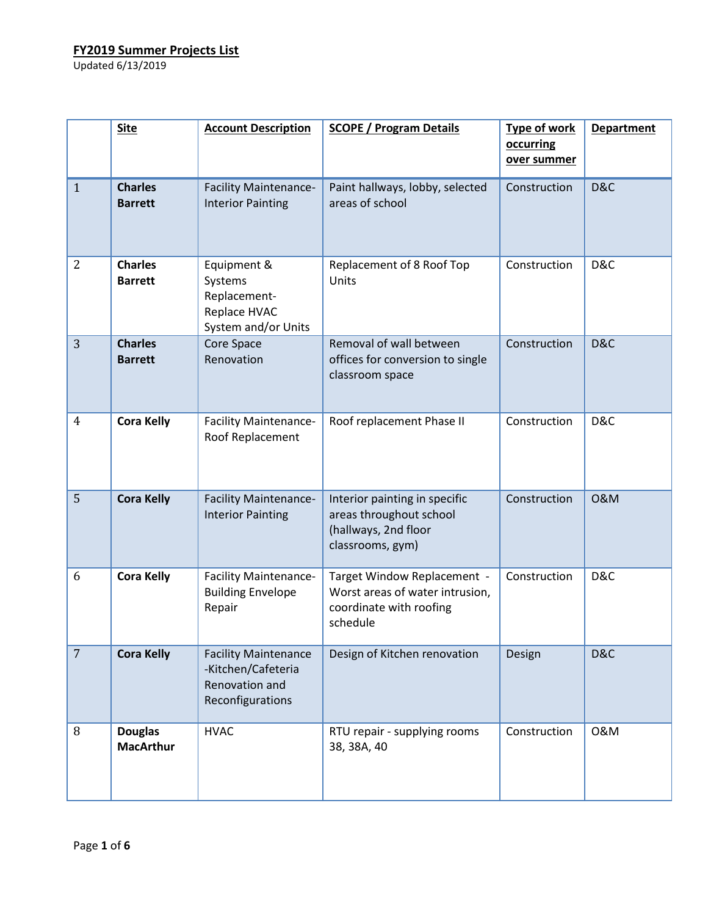**FY2019 Summer Projects List**
Updated 6/13/2019

| | Site | Account Description | SCOPE / Program Details | Type of work occurring over summer | Department |
|---|---|---|---|---|---|
| 1 | **Charles Barrett** | Facility Maintenance-Interior Painting | Paint hallways, lobby, selected areas of school | Construction | D&C |
| 2 | **Charles Barrett** | Equipment & Systems Replacement-Replace HVAC System and/or Units | Replacement of 8 Roof Top Units | Construction | D&C |
| 3 | **Charles Barrett** | Core Space Renovation | Removal of wall between offices for conversion to single classroom space | Construction | D&C |
| 4 | **Cora Kelly** | Facility Maintenance-Roof Replacement | Roof replacement Phase II | Construction | D&C |
| 5 | **Cora Kelly** | Facility Maintenance-Interior Painting | Interior painting in specific areas throughout school (hallways, 2nd floor classrooms, gym) | Construction | O&M |
| 6 | **Cora Kelly** | Facility Maintenance-Building Envelope Repair | Target Window Replacement - Worst areas of water intrusion, coordinate with roofing schedule | Construction | D&C |
| 7 | **Cora Kelly** | Facility Maintenance -Kitchen/Cafeteria Renovation and Reconfigurations | Design of Kitchen renovation | Design | D&C |
| 8 | **Douglas MacArthur** | HVAC | RTU repair - supplying rooms 38, 38A, 40 | Construction | O&M |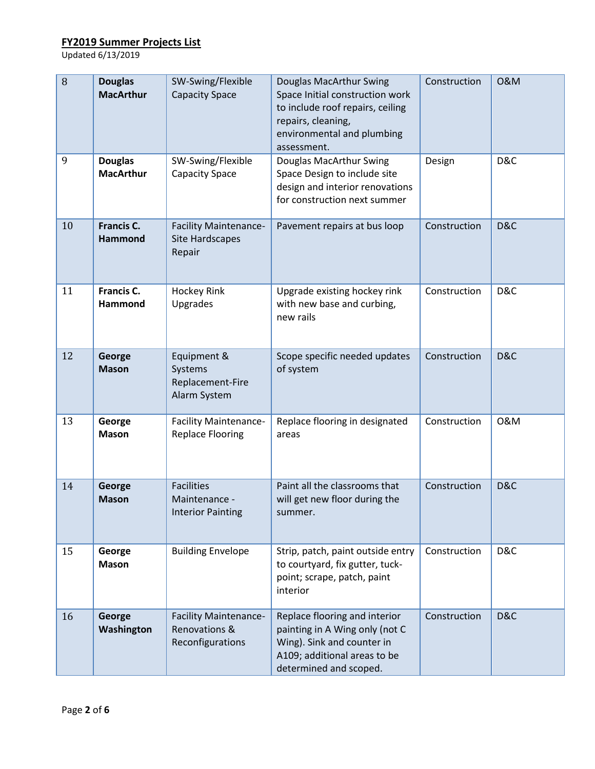# FY2019 Summer Projects List

Updated 6/13/2019

| | | | | | |
|---|---|---|---|---|---|
| 8 | **Douglas MacArthur** | SW-Swing/Flexible Capacity Space | Douglas MacArthur Swing Space Initial construction work to include roof repairs, ceiling repairs, cleaning, environmental and plumbing assessment. | Construction | O&M |
| 9 | **Douglas MacArthur** | SW-Swing/Flexible Capacity Space | Douglas MacArthur Swing Space Design to include site design and interior renovations for construction next summer | Design | D&C |
| 10 | **Francis C. Hammond** | Facility Maintenance-Site Hardscapes Repair | Pavement repairs at bus loop | Construction | D&C |
| 11 | **Francis C. Hammond** | Hockey Rink Upgrades | Upgrade existing hockey rink with new base and curbing, new rails | Construction | D&C |
| 12 | **George Mason** | Equipment & Systems Replacement-Fire Alarm System | Scope specific needed updates of system | Construction | D&C |
| 13 | **George Mason** | Facility Maintenance-Replace Flooring | Replace flooring in designated areas | Construction | O&M |
| 14 | **George Mason** | Facilities Maintenance - Interior Painting | Paint all the classrooms that will get new floor during the summer. | Construction | D&C |
| 15 | **George Mason** | Building Envelope | Strip, patch, paint outside entry to courtyard, fix gutter, tuck-point; scrape, patch, paint interior | Construction | D&C |
| 16 | **George Washington** | Facility Maintenance-Renovations & Reconfigurations | Replace flooring and interior painting in A Wing only (not C Wing). Sink and counter in A109; additional areas to be determined and scoped. | Construction | D&C |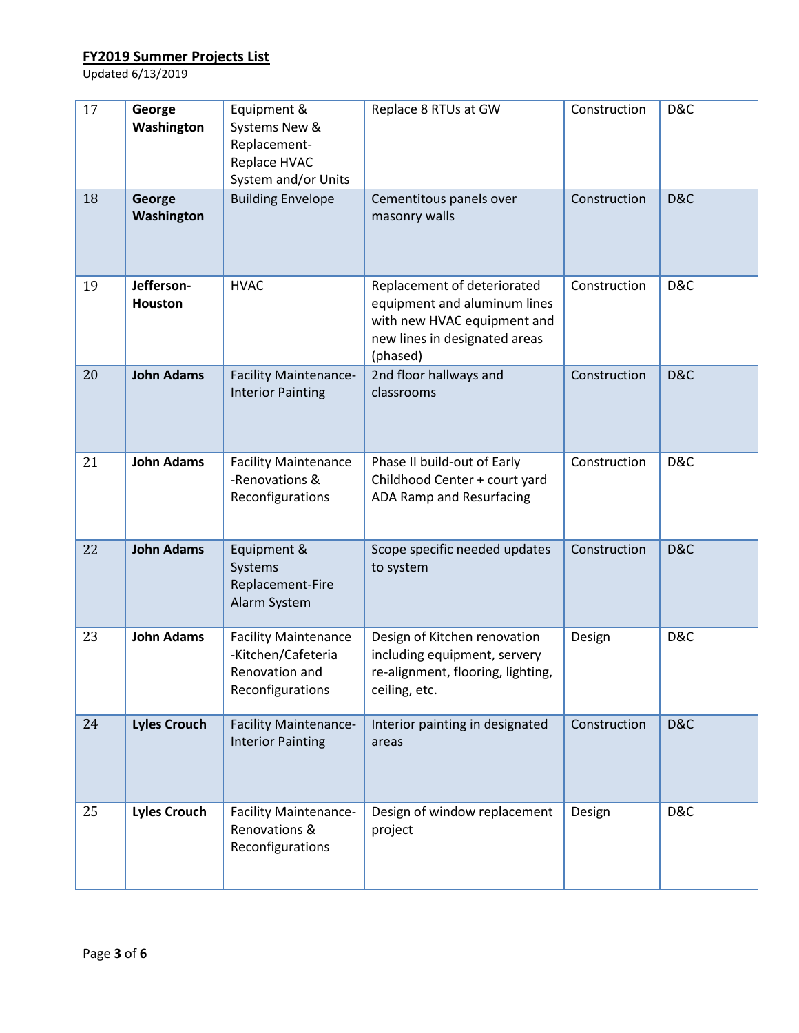**FY2019 Summer Projects List**

Updated 6/13/2019

| | | | | | |
|---|---|---|---|---|---|
| 17 | **George Washington** | Equipment & Systems New & Replacement-Replace HVAC System and/or Units | Replace 8 RTUs at GW | Construction | D&C |
| 18 | **George Washington** | Building Envelope | Cementitous panels over masonry walls | Construction | D&C |
| 19 | **Jefferson-Houston** | HVAC | Replacement of deteriorated equipment and aluminum lines with new HVAC equipment and new lines in designated areas (phased) | Construction | D&C |
| 20 | **John Adams** | Facility Maintenance-Interior Painting | 2nd floor hallways and classrooms | Construction | D&C |
| 21 | **John Adams** | Facility Maintenance -Renovations & Reconfigurations | Phase II build-out of Early Childhood Center + court yard ADA Ramp and Resurfacing | Construction | D&C |
| 22 | **John Adams** | Equipment & Systems Replacement-Fire Alarm System | Scope specific needed updates to system | Construction | D&C |
| 23 | **John Adams** | Facility Maintenance -Kitchen/Cafeteria Renovation and Reconfigurations | Design of Kitchen renovation including equipment, servery re-alignment, flooring, lighting, ceiling, etc. | Design | D&C |
| 24 | **Lyles Crouch** | Facility Maintenance-Interior Painting | Interior painting in designated areas | Construction | D&C |
| 25 | **Lyles Crouch** | Facility Maintenance-Renovations & Reconfigurations | Design of window replacement project | Design | D&C |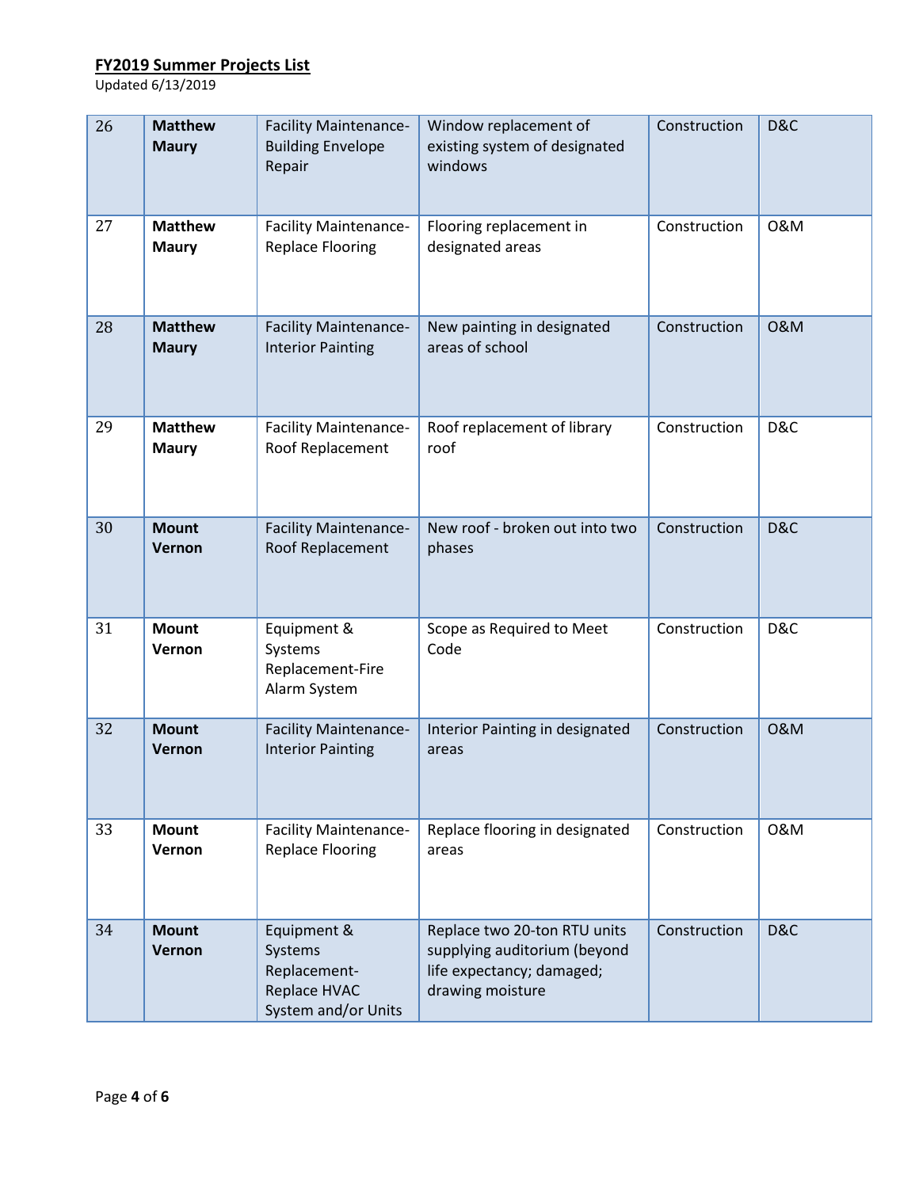**FY2019 Summer Projects List**

Updated 6/13/2019

| | | | | | |
|---|---|---|---|---|---|
| 26 | **Matthew Maury** | Facility Maintenance-Building Envelope Repair | Window replacement of existing system of designated windows | Construction | D&C |
| 27 | **Matthew Maury** | Facility Maintenance-Replace Flooring | Flooring replacement in designated areas | Construction | O&M |
| 28 | **Matthew Maury** | Facility Maintenance-Interior Painting | New painting in designated areas of school | Construction | O&M |
| 29 | **Matthew Maury** | Facility Maintenance-Roof Replacement | Roof replacement of library roof | Construction | D&C |
| 30 | **Mount Vernon** | Facility Maintenance-Roof Replacement | New roof - broken out into two phases | Construction | D&C |
| 31 | **Mount Vernon** | Equipment & Systems Replacement-Fire Alarm System | Scope as Required to Meet Code | Construction | D&C |
| 32 | **Mount Vernon** | Facility Maintenance-Interior Painting | Interior Painting in designated areas | Construction | O&M |
| 33 | **Mount Vernon** | Facility Maintenance-Replace Flooring | Replace flooring in designated areas | Construction | O&M |
| 34 | **Mount Vernon** | Equipment & Systems Replacement-Replace HVAC System and/or Units | Replace two 20-ton RTU units supplying auditorium (beyond life expectancy; damaged; drawing moisture | Construction | D&C |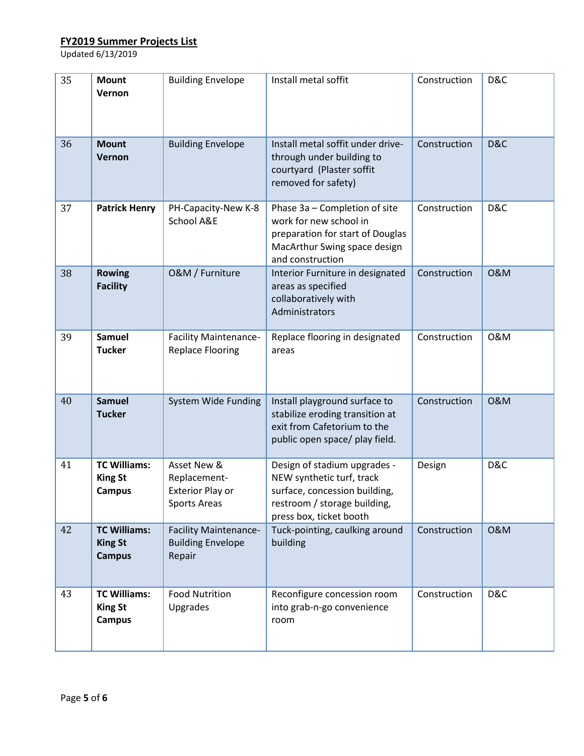**FY2019 Summer Projects List**

Updated 6/13/2019

| | | | | | |
|---|---|---|---|---|---|
| 35 | **Mount Vernon** | Building Envelope | Install metal soffit | Construction | D&C |
| 36 | **Mount Vernon** | Building Envelope | Install metal soffit under drive-through under building to courtyard (Plaster soffit removed for safety) | Construction | D&C |
| 37 | **Patrick Henry** | PH-Capacity-New K-8 School A&E | Phase 3a – Completion of site work for new school in preparation for start of Douglas MacArthur Swing space design and construction | Construction | D&C |
| 38 | **Rowing Facility** | O&M / Furniture | Interior Furniture in designated areas as specified collaboratively with Administrators | Construction | O&M |
| 39 | **Samuel Tucker** | Facility Maintenance-Replace Flooring | Replace flooring in designated areas | Construction | O&M |
| 40 | **Samuel Tucker** | System Wide Funding | Install playground surface to stabilize eroding transition at exit from Cafetorium to the public open space/ play field. | Construction | O&M |
| 41 | **TC Williams: King St Campus** | Asset New & Replacement-Exterior Play or Sports Areas | Design of stadium upgrades - NEW synthetic turf, track surface, concession building, restroom / storage building, press box, ticket booth | Design | D&C |
| 42 | **TC Williams: King St Campus** | Facility Maintenance-Building Envelope Repair | Tuck-pointing, caulking around building | Construction | O&M |
| 43 | **TC Williams: King St Campus** | Food Nutrition Upgrades | Reconfigure concession room into grab-n-go convenience room | Construction | D&C |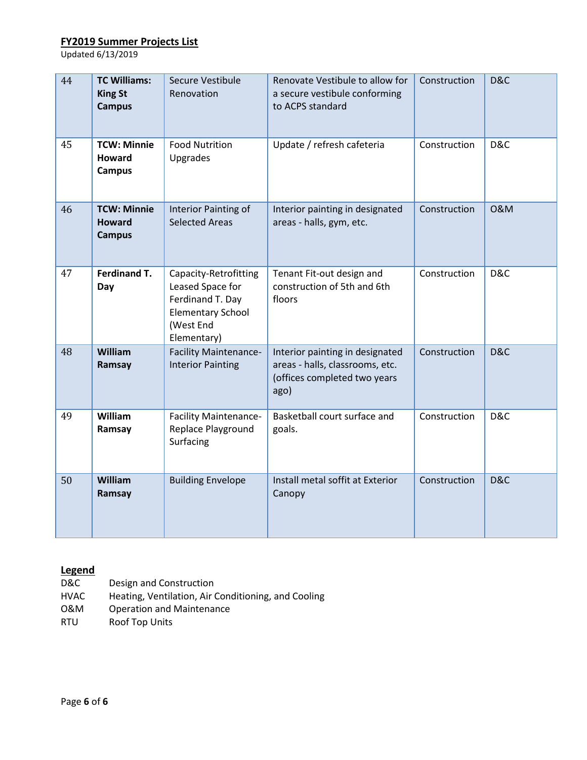**FY2019 Summer Projects List**

Updated 6/13/2019

| | | | | | |
|---|---|---|---|---|---|
| 44 | **TC Williams: King St Campus** | Secure Vestibule Renovation | Renovate Vestibule to allow for a secure vestibule conforming to ACPS standard | Construction | D&C |
| 45 | **TCW: Minnie Howard Campus** | Food Nutrition Upgrades | Update / refresh cafeteria | Construction | D&C |
| 46 | **TCW: Minnie Howard Campus** | Interior Painting of Selected Areas | Interior painting in designated areas - halls, gym, etc. | Construction | O&M |
| 47 | **Ferdinand T. Day** | Capacity-Retrofitting Leased Space for Ferdinand T. Day Elementary School (West End Elementary) | Tenant Fit-out design and construction of 5th and 6th floors | Construction | D&C |
| 48 | **William Ramsay** | Facility Maintenance-Interior Painting | Interior painting in designated areas - halls, classrooms, etc. (offices completed two years ago) | Construction | D&C |
| 49 | **William Ramsay** | Facility Maintenance-Replace Playground Surfacing | Basketball court surface and goals. | Construction | D&C |
| 50 | **William Ramsay** | Building Envelope | Install metal soffit at Exterior Canopy | Construction | D&C |

**Legend**

| | |
|---|---|
| D&C | Design and Construction |
| HVAC | Heating, Ventilation, Air Conditioning, and Cooling |
| O&M | Operation and Maintenance |
| RTU | Roof Top Units |